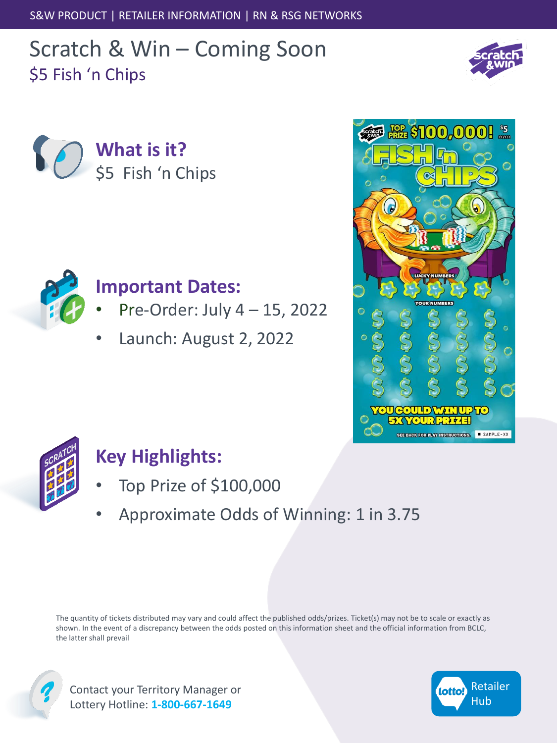S&W PRODUCT | RETAILER INFORMATION | RN & RSG NETWORKS

# Scratch & Win – Coming Soon

## $5 Fish 'n Chips

### What is it?

$5 Fish 'n Chips

### Important Dates:

- Pre-Order: July 4 – 15, 2022
- Launch: August 2, 2022

### Key Highlights:

- Top Prize of $100,000
- Approximate Odds of Winning: 1 in 3.75

The quantity of tickets distributed may vary and could affect the published odds/prizes. Ticket(s) may not be to scale or exactly as shown. In the event of a discrepancy between the odds posted on this information sheet and the official information from BCLC, the latter shall prevail

Contact your Territory Manager or Lottery Hotline: **1-800-667-1649**

lotto! Retailer Hub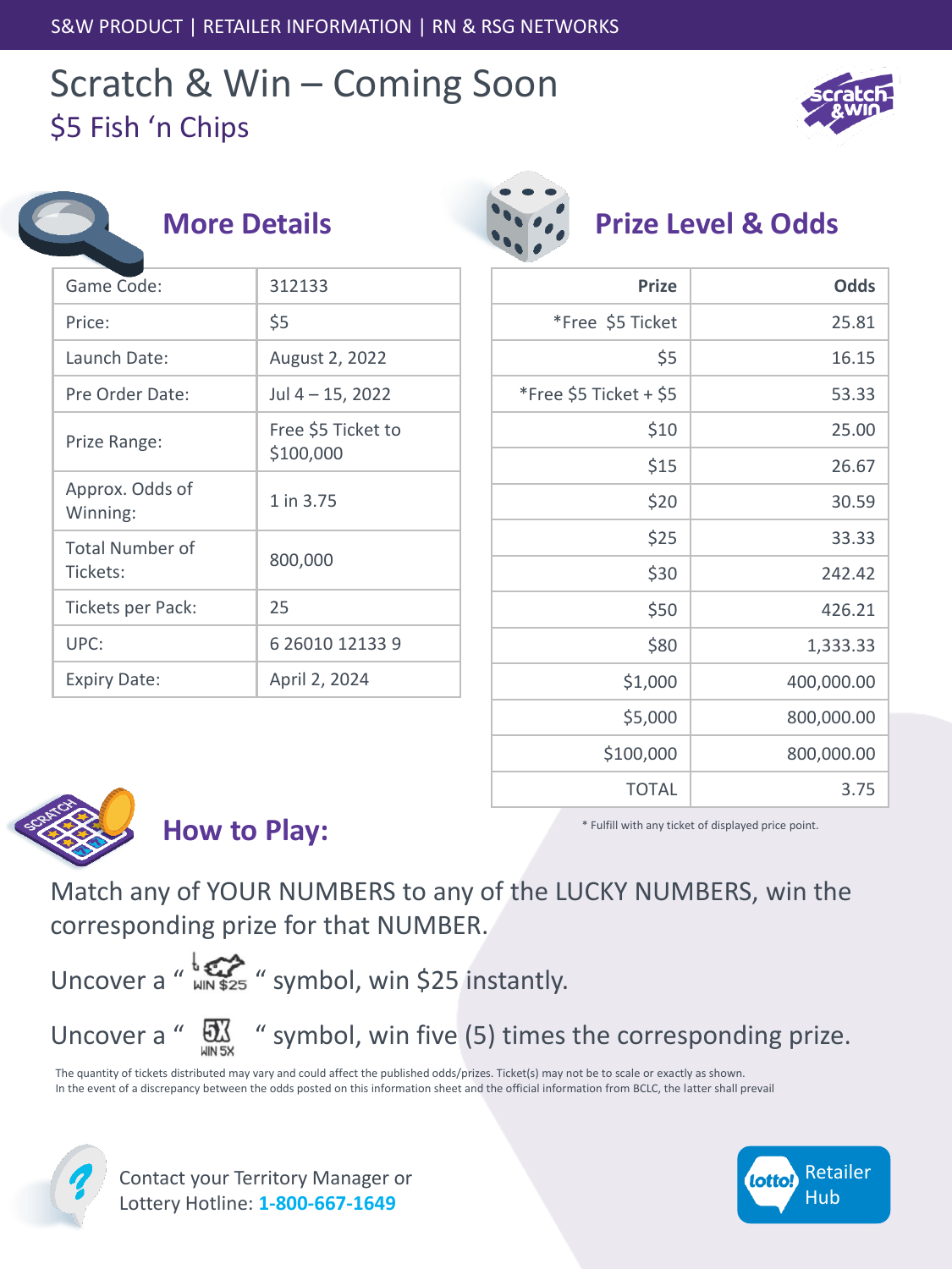S&W PRODUCT | RETAILER INFORMATION | RN & RSG NETWORKS

# Scratch & Win – Coming Soon

## $5 Fish 'n Chips

### More Details

| | |
|---|---|
| Game Code: | 312133 |
| Price: | $5 |
| Launch Date: | August 2, 2022 |
| Pre Order Date: | Jul 4 – 15, 2022 |
| Prize Range: | Free $5 Ticket to $100,000 |
| Approx. Odds of Winning: | 1 in 3.75 |
| Total Number of Tickets: | 800,000 |
| Tickets per Pack: | 25 |
| UPC: | 6 26010 12133 9 |
| Expiry Date: | April 2, 2024 |

### Prize Level & Odds

| Prize | Odds |
|---:|---:|
| *Free $5 Ticket | 25.81 |
| $5 | 16.15 |
| *Free $5 Ticket + $5 | 53.33 |
| $10 | 25.00 |
| $15 | 26.67 |
| $20 | 30.59 |
| $25 | 33.33 |
| $30 | 242.42 |
| $50 | 426.21 |
| $80 | 1,333.33 |
| $1,000 | 400,000.00 |
| $5,000 | 800,000.00 |
| $100,000 | 800,000.00 |
| TOTAL | 3.75 |

* Fulfill with any ticket of displayed price point.

### How to Play:

Match any of YOUR NUMBERS to any of the LUCKY NUMBERS, win the corresponding prize for that NUMBER.

Uncover a " WIN $25 " symbol, win $25 instantly.

Uncover a " 5X WIN 5X " symbol, win five (5) times the corresponding prize.

The quantity of tickets distributed may vary and could affect the published odds/prizes. Ticket(s) may not be to scale or exactly as shown.
In the event of a discrepancy between the odds posted on this information sheet and the official information from BCLC, the latter shall prevail

Contact your Territory Manager or Lottery Hotline: **1-800-667-1649**

lotto! Retailer Hub